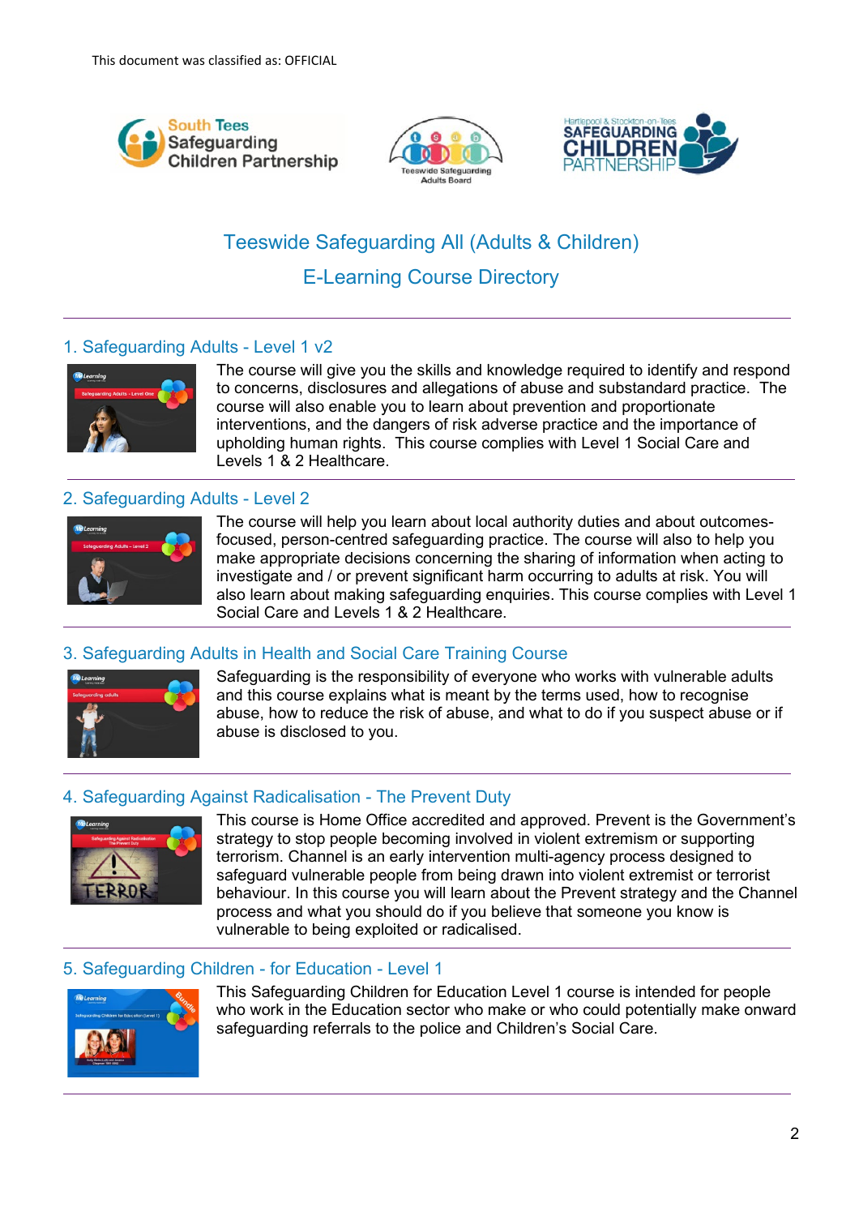This document was classified as: OFFICIAL

# Teeswide Safeguarding All (Adults & Children)

# E-Learning Course Directory

## 1. Safeguarding Adults - Level 1 v2

The course will give you the skills and knowledge required to identify and respond to concerns, disclosures and allegations of abuse and substandard practice. The course will also enable you to learn about prevention and proportionate interventions, and the dangers of risk adverse practice and the importance of upholding human rights. This course complies with Level 1 Social Care and Levels 1 & 2 Healthcare.

## 2. Safeguarding Adults - Level 2

The course will help you learn about local authority duties and about outcomes-focused, person-centred safeguarding practice. The course will also to help you make appropriate decisions concerning the sharing of information when acting to investigate and / or prevent significant harm occurring to adults at risk. You will also learn about making safeguarding enquiries. This course complies with Level 1 Social Care and Levels 1 & 2 Healthcare.

## 3. Safeguarding Adults in Health and Social Care Training Course

Safeguarding is the responsibility of everyone who works with vulnerable adults and this course explains what is meant by the terms used, how to recognise abuse, how to reduce the risk of abuse, and what to do if you suspect abuse or if abuse is disclosed to you.

## 4. Safeguarding Against Radicalisation - The Prevent Duty

This course is Home Office accredited and approved. Prevent is the Government's strategy to stop people becoming involved in violent extremism or supporting terrorism. Channel is an early intervention multi-agency process designed to safeguard vulnerable people from being drawn into violent extremist or terrorist behaviour. In this course you will learn about the Prevent strategy and the Channel process and what you should do if you believe that someone you know is vulnerable to being exploited or radicalised.

## 5. Safeguarding Children - for Education - Level 1

This Safeguarding Children for Education Level 1 course is intended for people who work in the Education sector who make or who could potentially make onward safeguarding referrals to the police and Children's Social Care.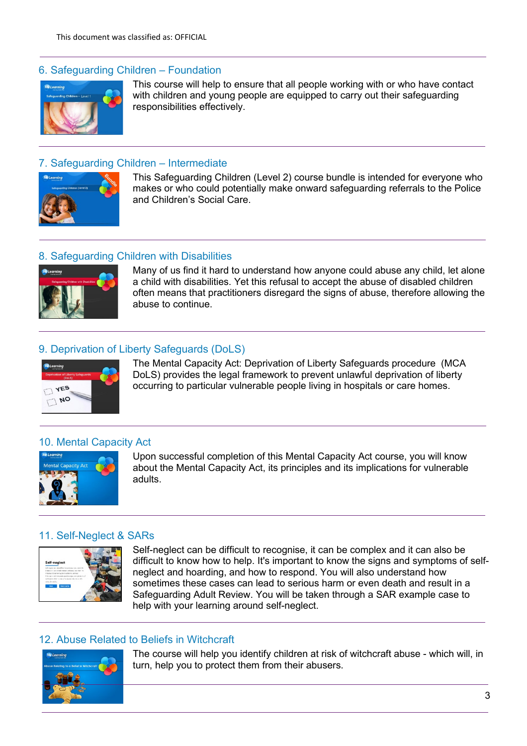This document was classified as: OFFICIAL

## 6. Safeguarding Children – Foundation

This course will help to ensure that all people working with or who have contact with children and young people are equipped to carry out their safeguarding responsibilities effectively.

## 7. Safeguarding Children – Intermediate

This Safeguarding Children (Level 2) course bundle is intended for everyone who makes or who could potentially make onward safeguarding referrals to the Police and Children's Social Care.

## 8. Safeguarding Children with Disabilities

Many of us find it hard to understand how anyone could abuse any child, let alone a child with disabilities. Yet this refusal to accept the abuse of disabled children often means that practitioners disregard the signs of abuse, therefore allowing the abuse to continue.

## 9. Deprivation of Liberty Safeguards (DoLS)

The Mental Capacity Act: Deprivation of Liberty Safeguards procedure (MCA DoLS) provides the legal framework to prevent unlawful deprivation of liberty occurring to particular vulnerable people living in hospitals or care homes.

## 10. Mental Capacity Act

Upon successful completion of this Mental Capacity Act course, you will know about the Mental Capacity Act, its principles and its implications for vulnerable adults.

## 11. Self-Neglect & SARs

Self-neglect can be difficult to recognise, it can be complex and it can also be difficult to know how to help. It's important to know the signs and symptoms of self-neglect and hoarding, and how to respond. You will also understand how sometimes these cases can lead to serious harm or even death and result in a Safeguarding Adult Review. You will be taken through a SAR example case to help with your learning around self-neglect.

## 12. Abuse Related to Beliefs in Witchcraft

The course will help you identify children at risk of witchcraft abuse - which will, in turn, help you to protect them from their abusers.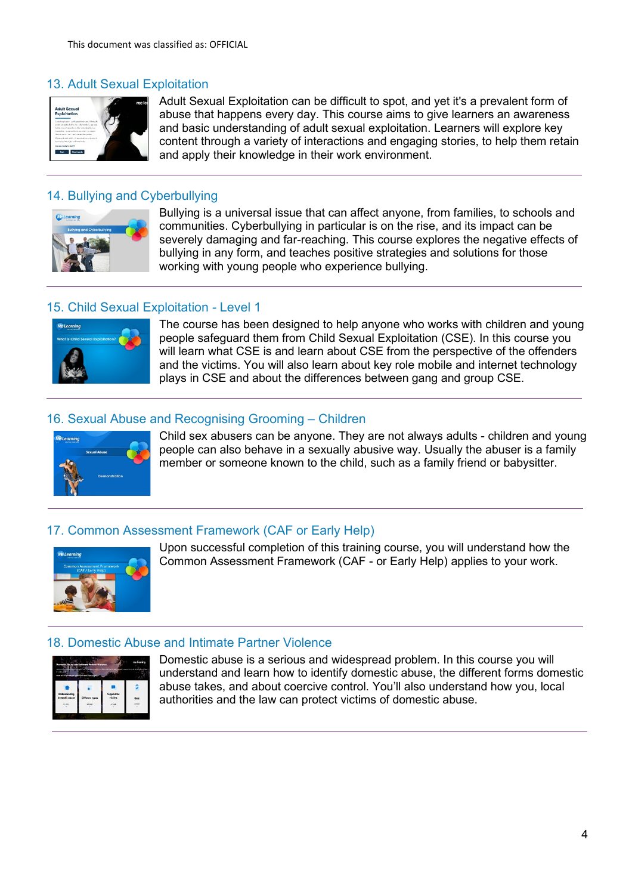This document was classified as: OFFICIAL

## 13. Adult Sexual Exploitation

Adult Sexual Exploitation can be difficult to spot, and yet it's a prevalent form of abuse that happens every day. This course aims to give learners an awareness and basic understanding of adult sexual exploitation. Learners will explore key content through a variety of interactions and engaging stories, to help them retain and apply their knowledge in their work environment.

## 14. Bullying and Cyberbullying

Bullying is a universal issue that can affect anyone, from families, to schools and communities. Cyberbullying in particular is on the rise, and its impact can be severely damaging and far-reaching. This course explores the negative effects of bullying in any form, and teaches positive strategies and solutions for those working with young people who experience bullying.

## 15. Child Sexual Exploitation - Level 1

The course has been designed to help anyone who works with children and young people safeguard them from Child Sexual Exploitation (CSE). In this course you will learn what CSE is and learn about CSE from the perspective of the offenders and the victims. You will also learn about key role mobile and internet technology plays in CSE and about the differences between gang and group CSE.

## 16. Sexual Abuse and Recognising Grooming – Children

Child sex abusers can be anyone. They are not always adults - children and young people can also behave in a sexually abusive way. Usually the abuser is a family member or someone known to the child, such as a family friend or babysitter.

## 17. Common Assessment Framework (CAF or Early Help)

Upon successful completion of this training course, you will understand how the Common Assessment Framework (CAF - or Early Help) applies to your work.

## 18. Domestic Abuse and Intimate Partner Violence

Domestic abuse is a serious and widespread problem. In this course you will understand and learn how to identify domestic abuse, the different forms domestic abuse takes, and about coercive control. You'll also understand how you, local authorities and the law can protect victims of domestic abuse.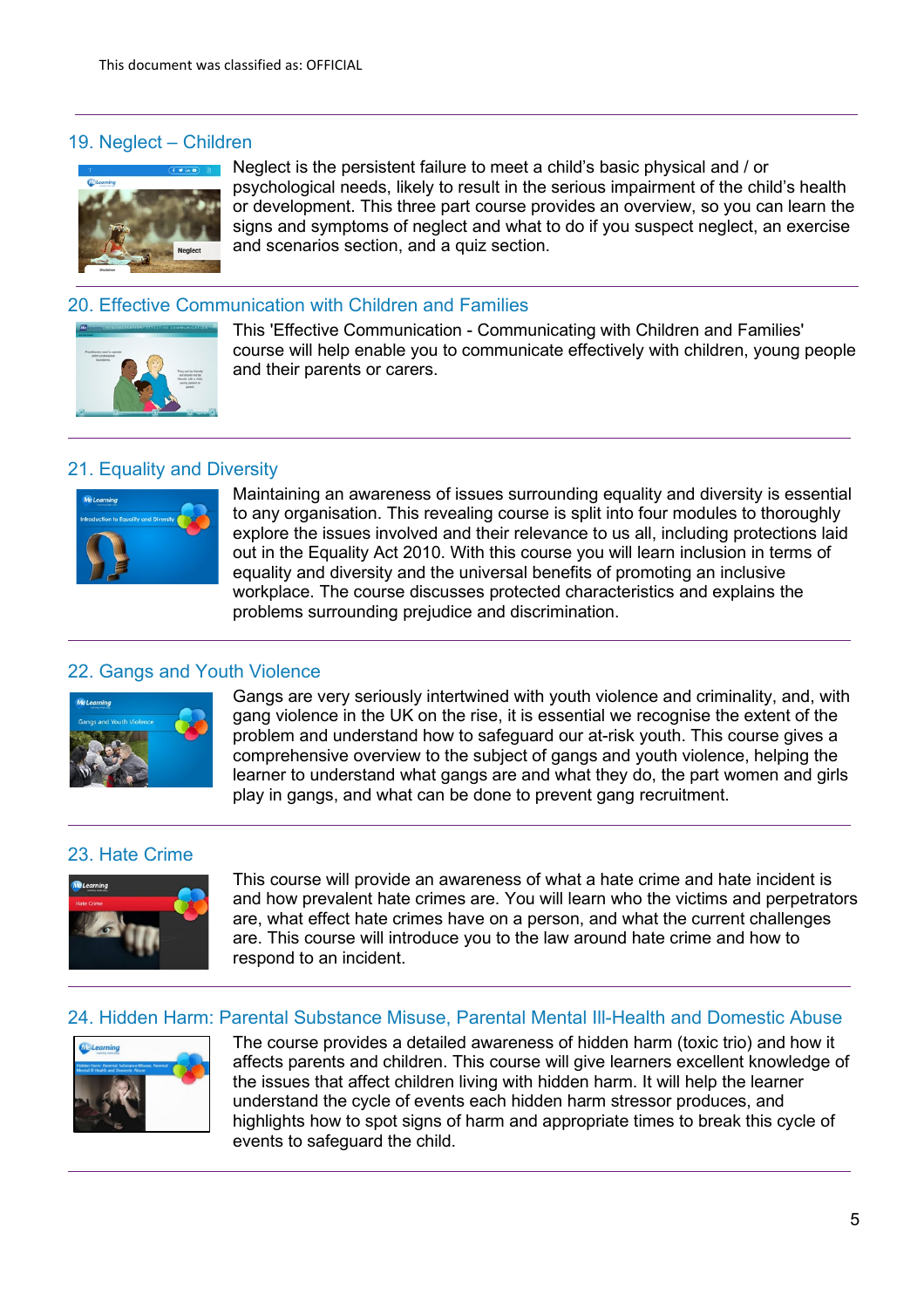## 19. Neglect – Children

Neglect is the persistent failure to meet a child's basic physical and / or psychological needs, likely to result in the serious impairment of the child's health or development. This three part course provides an overview, so you can learn the signs and symptoms of neglect and what to do if you suspect neglect, an exercise and scenarios section, and a quiz section.

## 20. Effective Communication with Children and Families

This 'Effective Communication - Communicating with Children and Families' course will help enable you to communicate effectively with children, young people and their parents or carers.

## 21. Equality and Diversity

Maintaining an awareness of issues surrounding equality and diversity is essential to any organisation. This revealing course is split into four modules to thoroughly explore the issues involved and their relevance to us all, including protections laid out in the Equality Act 2010. With this course you will learn inclusion in terms of equality and diversity and the universal benefits of promoting an inclusive workplace. The course discusses protected characteristics and explains the problems surrounding prejudice and discrimination.

## 22. Gangs and Youth Violence

Gangs are very seriously intertwined with youth violence and criminality, and, with gang violence in the UK on the rise, it is essential we recognise the extent of the problem and understand how to safeguard our at-risk youth. This course gives a comprehensive overview to the subject of gangs and youth violence, helping the learner to understand what gangs are and what they do, the part women and girls play in gangs, and what can be done to prevent gang recruitment.

## 23. Hate Crime

This course will provide an awareness of what a hate crime and hate incident is and how prevalent hate crimes are. You will learn who the victims and perpetrators are, what effect hate crimes have on a person, and what the current challenges are. This course will introduce you to the law around hate crime and how to respond to an incident.

## 24. Hidden Harm: Parental Substance Misuse, Parental Mental Ill-Health and Domestic Abuse

The course provides a detailed awareness of hidden harm (toxic trio) and how it affects parents and children. This course will give learners excellent knowledge of the issues that affect children living with hidden harm. It will help the learner understand the cycle of events each hidden harm stressor produces, and highlights how to spot signs of harm and appropriate times to break this cycle of events to safeguard the child.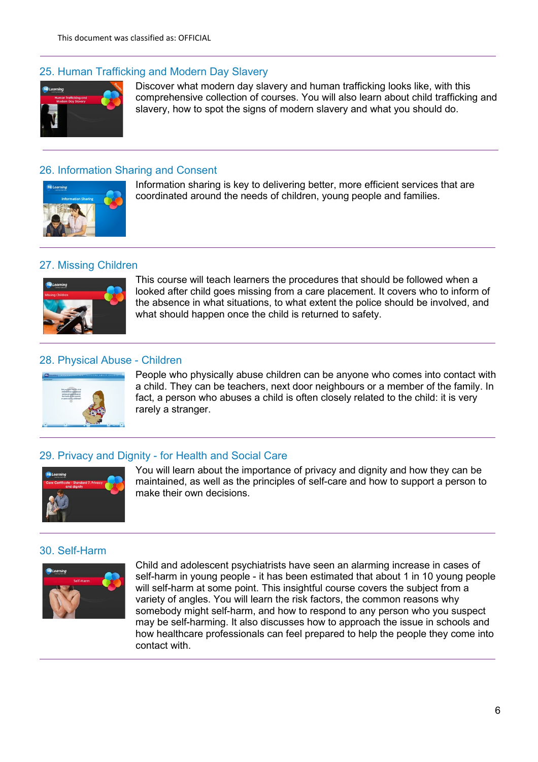This document was classified as: OFFICIAL

## 25. Human Trafficking and Modern Day Slavery

Discover what modern day slavery and human trafficking looks like, with this comprehensive collection of courses. You will also learn about child trafficking and slavery, how to spot the signs of modern slavery and what you should do.

## 26. Information Sharing and Consent

Information sharing is key to delivering better, more efficient services that are coordinated around the needs of children, young people and families.

## 27. Missing Children

This course will teach learners the procedures that should be followed when a looked after child goes missing from a care placement. It covers who to inform of the absence in what situations, to what extent the police should be involved, and what should happen once the child is returned to safety.

## 28. Physical Abuse - Children

People who physically abuse children can be anyone who comes into contact with a child. They can be teachers, next door neighbours or a member of the family. In fact, a person who abuses a child is often closely related to the child: it is very rarely a stranger.

## 29. Privacy and Dignity - for Health and Social Care

You will learn about the importance of privacy and dignity and how they can be maintained, as well as the principles of self-care and how to support a person to make their own decisions.

## 30. Self-Harm

Child and adolescent psychiatrists have seen an alarming increase in cases of self-harm in young people - it has been estimated that about 1 in 10 young people will self-harm at some point. This insightful course covers the subject from a variety of angles. You will learn the risk factors, the common reasons why somebody might self-harm, and how to respond to any person who you suspect may be self-harming. It also discusses how to approach the issue in schools and how healthcare professionals can feel prepared to help the people they come into contact with.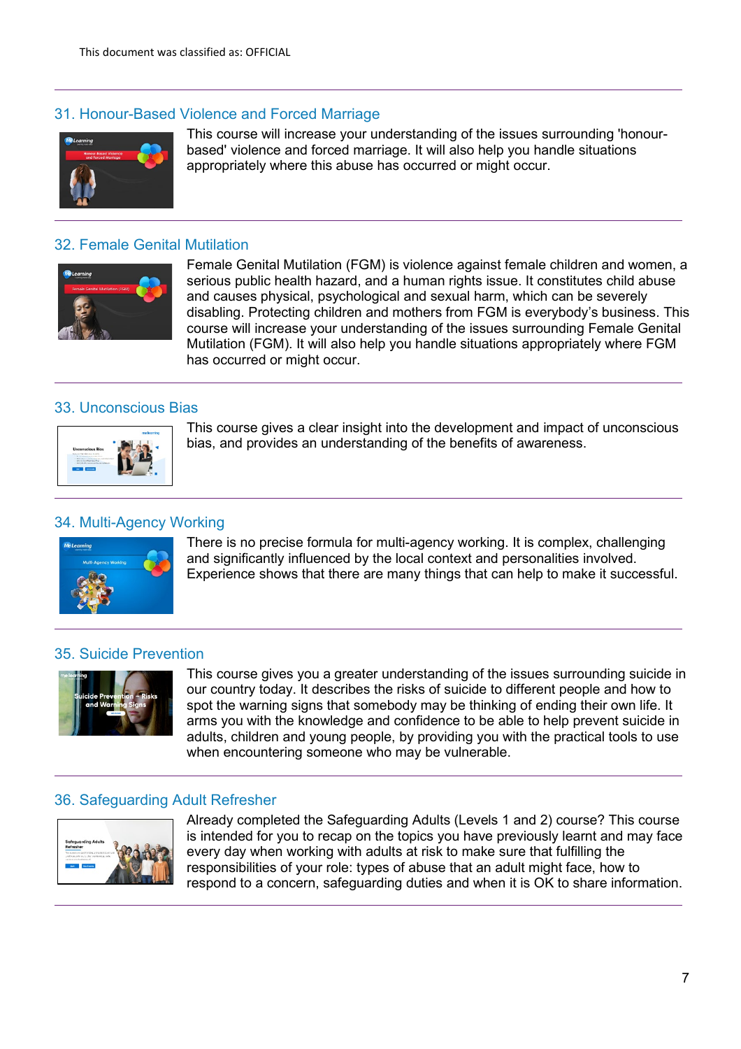## 31. Honour-Based Violence and Forced Marriage

This course will increase your understanding of the issues surrounding 'honour-based' violence and forced marriage. It will also help you handle situations appropriately where this abuse has occurred or might occur.

## 32. Female Genital Mutilation

Female Genital Mutilation (FGM) is violence against female children and women, a serious public health hazard, and a human rights issue. It constitutes child abuse and causes physical, psychological and sexual harm, which can be severely disabling. Protecting children and mothers from FGM is everybody's business. This course will increase your understanding of the issues surrounding Female Genital Mutilation (FGM). It will also help you handle situations appropriately where FGM has occurred or might occur.

## 33. Unconscious Bias

This course gives a clear insight into the development and impact of unconscious bias, and provides an understanding of the benefits of awareness.

## 34. Multi-Agency Working

There is no precise formula for multi-agency working. It is complex, challenging and significantly influenced by the local context and personalities involved. Experience shows that there are many things that can help to make it successful.

## 35. Suicide Prevention

This course gives you a greater understanding of the issues surrounding suicide in our country today. It describes the risks of suicide to different people and how to spot the warning signs that somebody may be thinking of ending their own life. It arms you with the knowledge and confidence to be able to help prevent suicide in adults, children and young people, by providing you with the practical tools to use when encountering someone who may be vulnerable.

## 36. Safeguarding Adult Refresher

Already completed the Safeguarding Adults (Levels 1 and 2) course? This course is intended for you to recap on the topics you have previously learnt and may face every day when working with adults at risk to make sure that fulfilling the responsibilities of your role: types of abuse that an adult might face, how to respond to a concern, safeguarding duties and when it is OK to share information.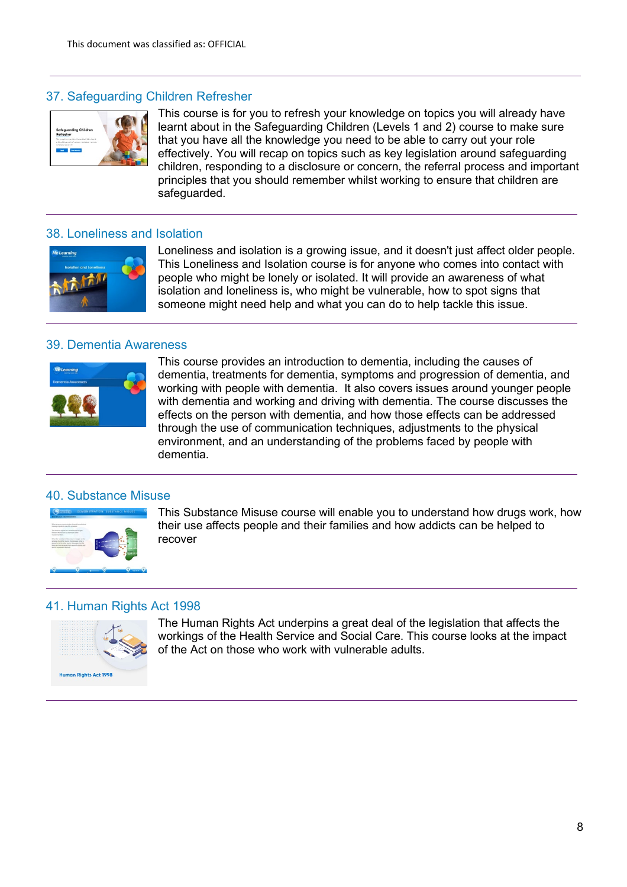## 37. Safeguarding Children Refresher

This course is for you to refresh your knowledge on topics you will already have learnt about in the Safeguarding Children (Levels 1 and 2) course to make sure that you have all the knowledge you need to be able to carry out your role effectively. You will recap on topics such as key legislation around safeguarding children, responding to a disclosure or concern, the referral process and important principles that you should remember whilst working to ensure that children are safeguarded.

## 38. Loneliness and Isolation

Loneliness and isolation is a growing issue, and it doesn't just affect older people. This Loneliness and Isolation course is for anyone who comes into contact with people who might be lonely or isolated. It will provide an awareness of what isolation and loneliness is, who might be vulnerable, how to spot signs that someone might need help and what you can do to help tackle this issue.

## 39. Dementia Awareness

This course provides an introduction to dementia, including the causes of dementia, treatments for dementia, symptoms and progression of dementia, and working with people with dementia. It also covers issues around younger people with dementia and working and driving with dementia. The course discusses the effects on the person with dementia, and how those effects can be addressed through the use of communication techniques, adjustments to the physical environment, and an understanding of the problems faced by people with dementia.

## 40. Substance Misuse

This Substance Misuse course will enable you to understand how drugs work, how their use affects people and their families and how addicts can be helped to recover

## 41. Human Rights Act 1998

The Human Rights Act underpins a great deal of the legislation that affects the workings of the Health Service and Social Care. This course looks at the impact of the Act on those who work with vulnerable adults.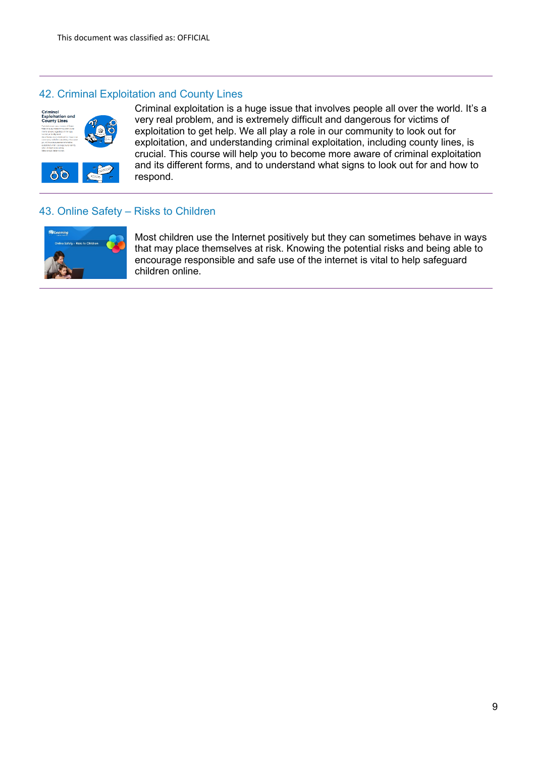## 42. Criminal Exploitation and County Lines

Criminal exploitation is a huge issue that involves people all over the world. It's a very real problem, and is extremely difficult and dangerous for victims of exploitation to get help. We all play a role in our community to look out for exploitation, and understanding criminal exploitation, including county lines, is crucial. This course will help you to become more aware of criminal exploitation and its different forms, and to understand what signs to look out for and how to respond.

## 43. Online Safety – Risks to Children

Most children use the Internet positively but they can sometimes behave in ways that may place themselves at risk. Knowing the potential risks and being able to encourage responsible and safe use of the internet is vital to help safeguard children online.